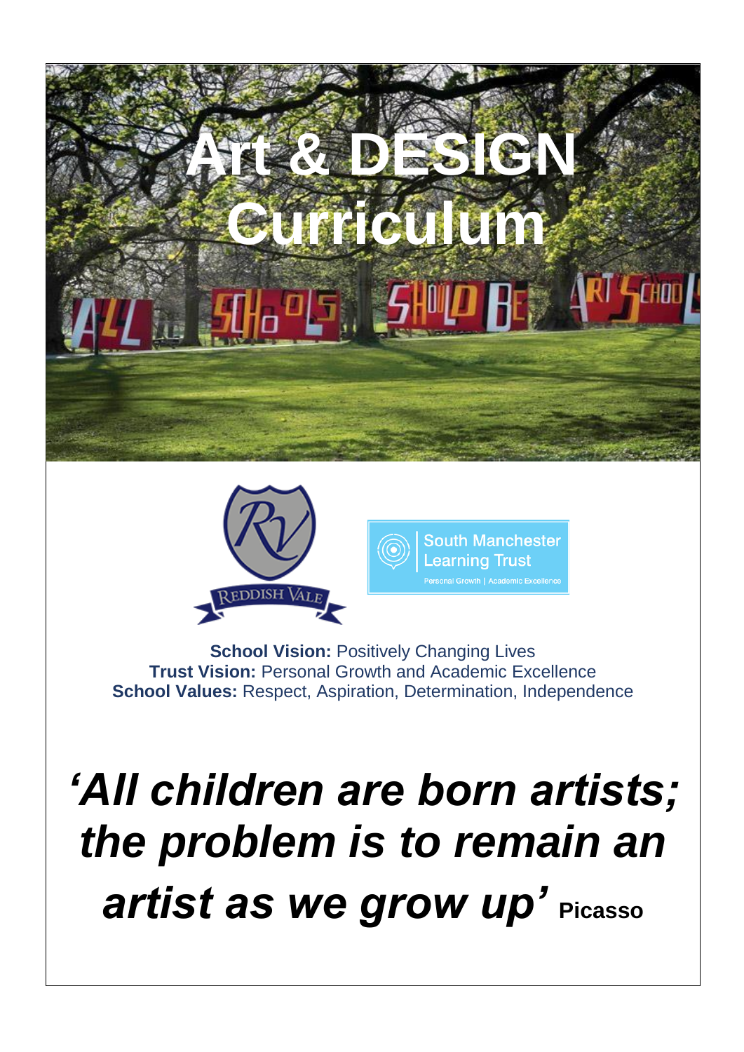# Art & DESIGN Curriculum

**School Vision:** Positively Changing Lives
**Trust Vision:** Personal Growth and Academic Excellence
**School Values:** Respect, Aspiration, Determination, Independence

***'All children are born artists; the problem is to remain an artist as we grow up'*** **Picasso**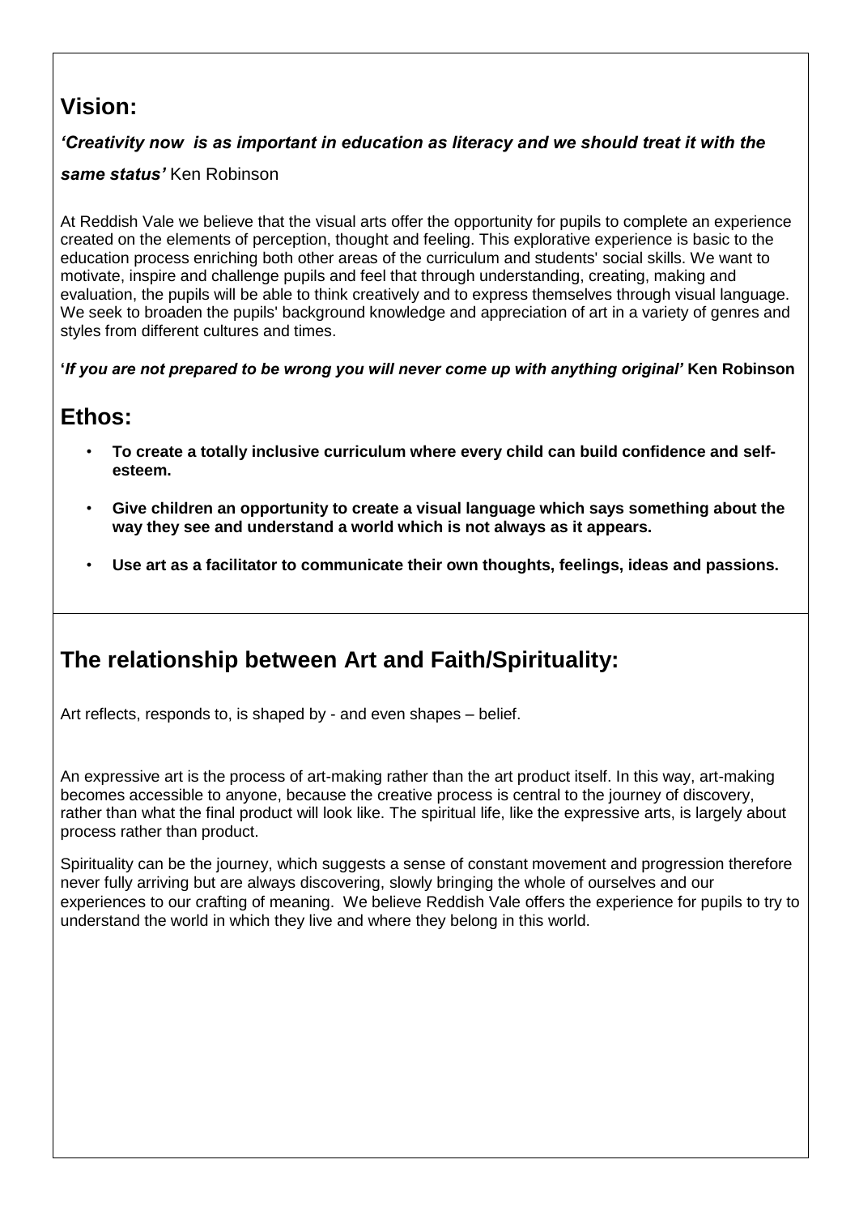## Vision:

***'Creativity now is as important in education as literacy and we should treat it with the same status'*** Ken Robinson

At Reddish Vale we believe that the visual arts offer the opportunity for pupils to complete an experience created on the elements of perception, thought and feeling. This explorative experience is basic to the education process enriching both other areas of the curriculum and students' social skills. We want to motivate, inspire and challenge pupils and feel that through understanding, creating, making and evaluation, the pupils will be able to think creatively and to express themselves through visual language. We seek to broaden the pupils' background knowledge and appreciation of art in a variety of genres and styles from different cultures and times.

**'*If you are not prepared to be wrong you will never come up with anything original'* Ken Robinson**

## Ethos:

- **To create a totally inclusive curriculum where every child can build confidence and self-esteem.**
- **Give children an opportunity to create a visual language which says something about the way they see and understand a world which is not always as it appears.**
- **Use art as a facilitator to communicate their own thoughts, feelings, ideas and passions.**

## The relationship between Art and Faith/Spirituality:

Art reflects, responds to, is shaped by - and even shapes – belief.

An expressive art is the process of art-making rather than the art product itself. In this way, art-making becomes accessible to anyone, because the creative process is central to the journey of discovery, rather than what the final product will look like. The spiritual life, like the expressive arts, is largely about process rather than product.

Spirituality can be the journey, which suggests a sense of constant movement and progression therefore never fully arriving but are always discovering, slowly bringing the whole of ourselves and our experiences to our crafting of meaning. We believe Reddish Vale offers the experience for pupils to try to understand the world in which they live and where they belong in this world.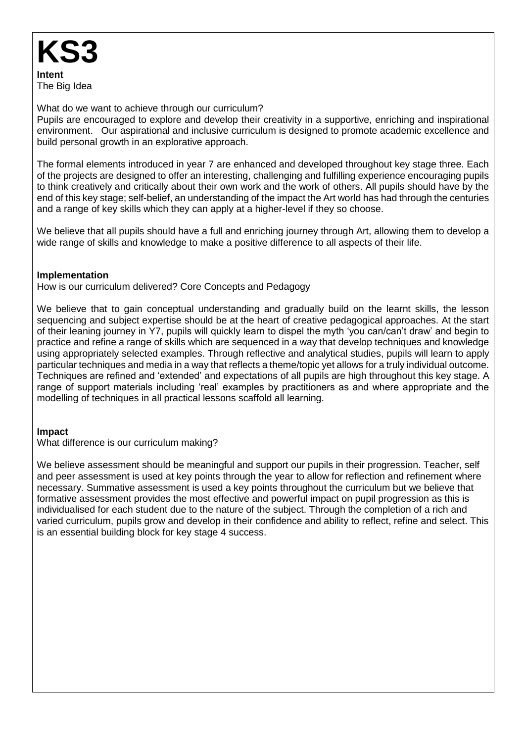# KS3

**Intent**
The Big Idea

What do we want to achieve through our curriculum?
Pupils are encouraged to explore and develop their creativity in a supportive, enriching and inspirational environment. Our aspirational and inclusive curriculum is designed to promote academic excellence and build personal growth in an explorative approach.

The formal elements introduced in year 7 are enhanced and developed throughout key stage three. Each of the projects are designed to offer an interesting, challenging and fulfilling experience encouraging pupils to think creatively and critically about their own work and the work of others. All pupils should have by the end of this key stage; self-belief, an understanding of the impact the Art world has had through the centuries and a range of key skills which they can apply at a higher-level if they so choose.

We believe that all pupils should have a full and enriching journey through Art, allowing them to develop a wide range of skills and knowledge to make a positive difference to all aspects of their life.

**Implementation**
How is our curriculum delivered? Core Concepts and Pedagogy

We believe that to gain conceptual understanding and gradually build on the learnt skills, the lesson sequencing and subject expertise should be at the heart of creative pedagogical approaches. At the start of their leaning journey in Y7, pupils will quickly learn to dispel the myth 'you can/can't draw' and begin to practice and refine a range of skills which are sequenced in a way that develop techniques and knowledge using appropriately selected examples. Through reflective and analytical studies, pupils will learn to apply particular techniques and media in a way that reflects a theme/topic yet allows for a truly individual outcome. Techniques are refined and 'extended' and expectations of all pupils are high throughout this key stage. A range of support materials including 'real' examples by practitioners as and where appropriate and the modelling of techniques in all practical lessons scaffold all learning.

**Impact**
What difference is our curriculum making?

We believe assessment should be meaningful and support our pupils in their progression. Teacher, self and peer assessment is used at key points through the year to allow for reflection and refinement where necessary. Summative assessment is used a key points throughout the curriculum but we believe that formative assessment provides the most effective and powerful impact on pupil progression as this is individualised for each student due to the nature of the subject. Through the completion of a rich and varied curriculum, pupils grow and develop in their confidence and ability to reflect, refine and select. This is an essential building block for key stage 4 success.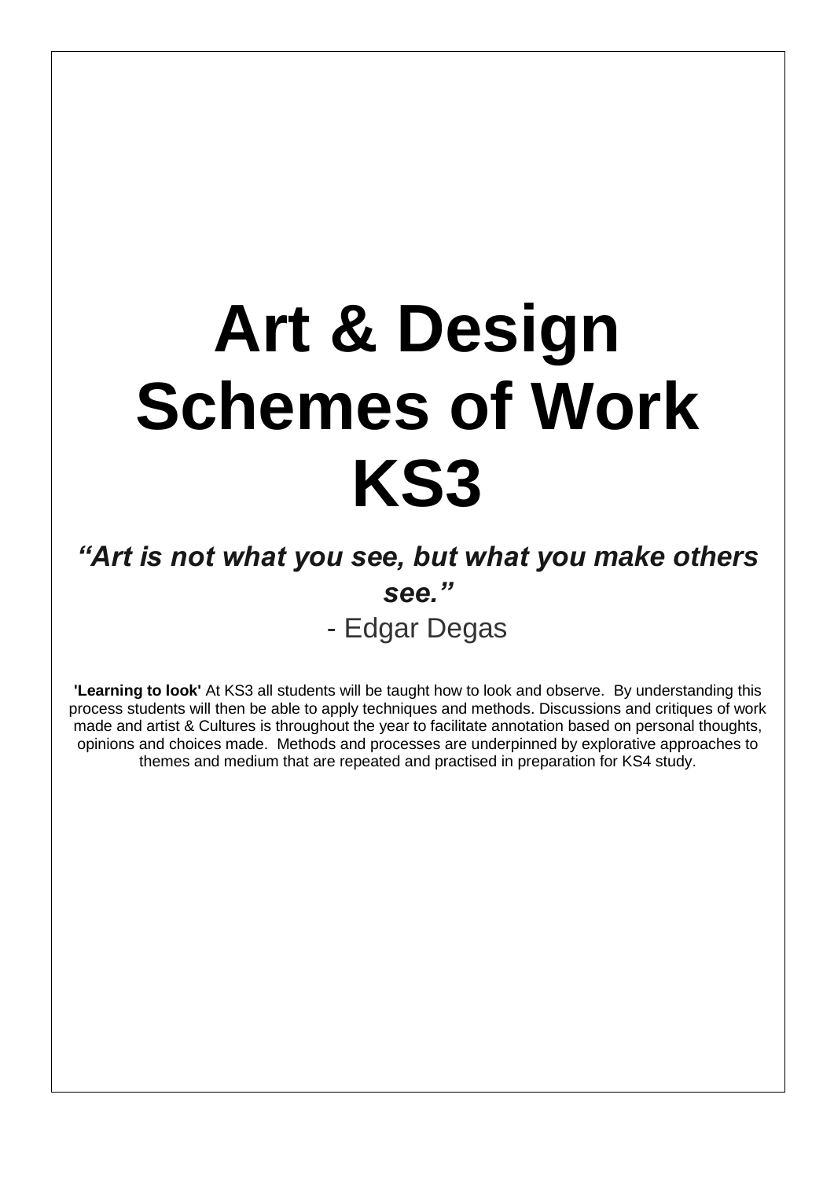# Art & Design Schemes of Work KS3

***"Art is not what you see, but what you make others see."***

- Edgar Degas

**'Learning to look'** At KS3 all students will be taught how to look and observe. By understanding this process students will then be able to apply techniques and methods. Discussions and critiques of work made and artist & Cultures is throughout the year to facilitate annotation based on personal thoughts, opinions and choices made. Methods and processes are underpinned by explorative approaches to themes and medium that are repeated and practised in preparation for KS4 study.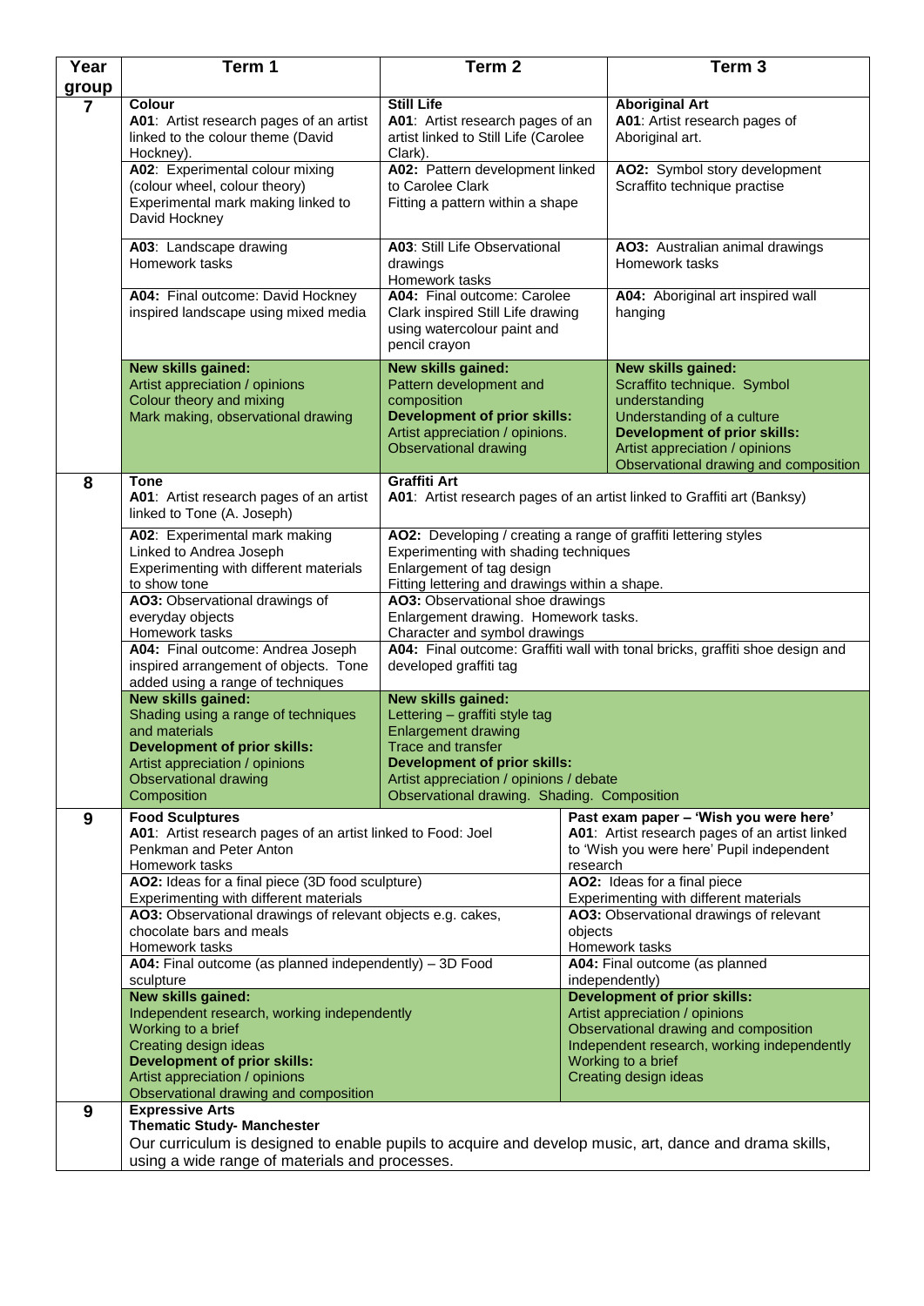| Year group | Term 1 | Term 2 | Term 3 |
|---|---|---|---|
| 7 | **Colour**<br>**A01**: Artist research pages of an artist linked to the colour theme (David Hockney). | **Still Life**<br>**A01**: Artist research pages of an artist linked to Still Life (Carolee Clark). | **Aboriginal Art**<br>**A01**: Artist research pages of Aboriginal art. |
| | **A02**: Experimental colour mixing (colour wheel, colour theory)<br>Experimental mark making linked to David Hockney | **A02:** Pattern development linked to Carolee Clark<br>Fitting a pattern within a shape | **AO2:** Symbol story development<br>Scraffito technique practise |
| | **A03**: Landscape drawing<br>Homework tasks | **A03**: Still Life Observational drawings<br>Homework tasks | **AO3:** Australian animal drawings<br>Homework tasks |
| | **A04:** Final outcome: David Hockney inspired landscape using mixed media | **A04:** Final outcome: Carolee Clark inspired Still Life drawing using watercolour paint and pencil crayon | **A04:** Aboriginal art inspired wall hanging |
| | **New skills gained:**<br>Artist appreciation / opinions<br>Colour theory and mixing<br>Mark making, observational drawing | **New skills gained:**<br>Pattern development and composition<br>**Development of prior skills:**<br>Artist appreciation / opinions.<br>Observational drawing | **New skills gained:**<br>Scraffito technique. Symbol understanding<br>Understanding of a culture<br>**Development of prior skills:**<br>Artist appreciation / opinions<br>Observational drawing and composition |
| 8 | **Tone**<br>**A01**: Artist research pages of an artist linked to Tone (A. Joseph) | **Graffiti Art**<br>**A01**: Artist research pages of an artist linked to Graffiti art (Banksy) | |
| | **A02**: Experimental mark making Linked to Andrea Joseph<br>Experimenting with different materials to show tone | **AO2:** Developing / creating a range of graffiti lettering styles<br>Experimenting with shading techniques<br>Enlargement of tag design<br>Fitting lettering and drawings within a shape. | |
| | **AO3:** Observational drawings of everyday objects<br>Homework tasks | **AO3:** Observational shoe drawings<br>Enlargement drawing. Homework tasks.<br>Character and symbol drawings | |
| | **A04:** Final outcome: Andrea Joseph inspired arrangement of objects. Tone added using a range of techniques | **A04:** Final outcome: Graffiti wall with tonal bricks, graffiti shoe design and developed graffiti tag | |
| | **New skills gained:**<br>Shading using a range of techniques and materials<br>**Development of prior skills:**<br>Artist appreciation / opinions<br>Observational drawing<br>Composition | **New skills gained:**<br>Lettering – graffiti style tag<br>Enlargement drawing<br>Trace and transfer<br>**Development of prior skills:**<br>Artist appreciation / opinions / debate<br>Observational drawing. Shading. Composition | |
| 9 | **Food Sculptures**<br>**A01**: Artist research pages of an artist linked to Food: Joel Penkman and Peter Anton<br>Homework tasks | | **Past exam paper – 'Wish you were here'**<br>**A01**: Artist research pages of an artist linked to 'Wish you were here' Pupil independent research |
| | **AO2:** Ideas for a final piece (3D food sculpture)<br>Experimenting with different materials | | **AO2:** Ideas for a final piece<br>Experimenting with different materials |
| | **AO3:** Observational drawings of relevant objects e.g. cakes, chocolate bars and meals<br>Homework tasks | | **AO3:** Observational drawings of relevant objects<br>Homework tasks |
| | **A04:** Final outcome (as planned independently) – 3D Food sculpture | | **A04:** Final outcome (as planned independently) |
| | **New skills gained:**<br>Independent research, working independently<br>Working to a brief<br>Creating design ideas<br>**Development of prior skills:**<br>Artist appreciation / opinions<br>Observational drawing and composition | | **Development of prior skills:**<br>Artist appreciation / opinions<br>Observational drawing and composition<br>Independent research, working independently<br>Working to a brief<br>Creating design ideas |
| 9 | **Expressive Arts**<br>**Thematic Study- Manchester**<br>Our curriculum is designed to enable pupils to acquire and develop music, art, dance and drama skills, using a wide range of materials and processes. | | |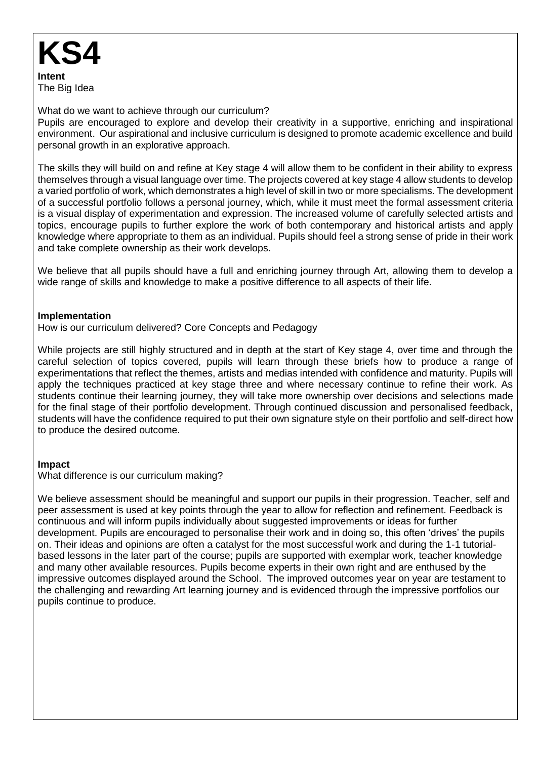# KS4

**Intent**
The Big Idea

What do we want to achieve through our curriculum?
Pupils are encouraged to explore and develop their creativity in a supportive, enriching and inspirational environment. Our aspirational and inclusive curriculum is designed to promote academic excellence and build personal growth in an explorative approach.

The skills they will build on and refine at Key stage 4 will allow them to be confident in their ability to express themselves through a visual language over time. The projects covered at key stage 4 allow students to develop a varied portfolio of work, which demonstrates a high level of skill in two or more specialisms. The development of a successful portfolio follows a personal journey, which, while it must meet the formal assessment criteria is a visual display of experimentation and expression. The increased volume of carefully selected artists and topics, encourage pupils to further explore the work of both contemporary and historical artists and apply knowledge where appropriate to them as an individual. Pupils should feel a strong sense of pride in their work and take complete ownership as their work develops.

We believe that all pupils should have a full and enriching journey through Art, allowing them to develop a wide range of skills and knowledge to make a positive difference to all aspects of their life.

**Implementation**
How is our curriculum delivered? Core Concepts and Pedagogy

While projects are still highly structured and in depth at the start of Key stage 4, over time and through the careful selection of topics covered, pupils will learn through these briefs how to produce a range of experimentations that reflect the themes, artists and medias intended with confidence and maturity. Pupils will apply the techniques practiced at key stage three and where necessary continue to refine their work. As students continue their learning journey, they will take more ownership over decisions and selections made for the final stage of their portfolio development. Through continued discussion and personalised feedback, students will have the confidence required to put their own signature style on their portfolio and self-direct how to produce the desired outcome.

**Impact**
What difference is our curriculum making?

We believe assessment should be meaningful and support our pupils in their progression. Teacher, self and peer assessment is used at key points through the year to allow for reflection and refinement. Feedback is continuous and will inform pupils individually about suggested improvements or ideas for further development. Pupils are encouraged to personalise their work and in doing so, this often 'drives' the pupils on. Their ideas and opinions are often a catalyst for the most successful work and during the 1-1 tutorial-based lessons in the later part of the course; pupils are supported with exemplar work, teacher knowledge and many other available resources. Pupils become experts in their own right and are enthused by the impressive outcomes displayed around the School. The improved outcomes year on year are testament to the challenging and rewarding Art learning journey and is evidenced through the impressive portfolios our pupils continue to produce.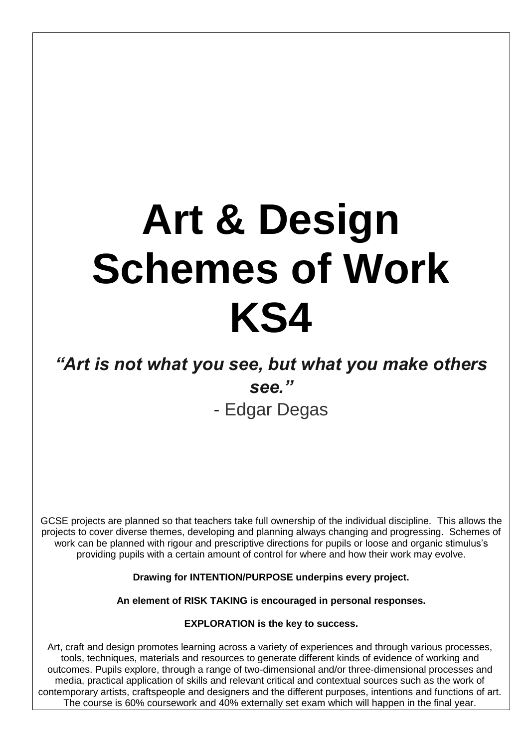# Art & Design Schemes of Work KS4

***"Art is not what you see, but what you make others see."***

- Edgar Degas

GCSE projects are planned so that teachers take full ownership of the individual discipline. This allows the projects to cover diverse themes, developing and planning always changing and progressing. Schemes of work can be planned with rigour and prescriptive directions for pupils or loose and organic stimulus's providing pupils with a certain amount of control for where and how their work may evolve.

**Drawing for INTENTION/PURPOSE underpins every project.**

**An element of RISK TAKING is encouraged in personal responses.**

**EXPLORATION is the key to success.**

Art, craft and design promotes learning across a variety of experiences and through various processes, tools, techniques, materials and resources to generate different kinds of evidence of working and outcomes. Pupils explore, through a range of two-dimensional and/or three-dimensional processes and media, practical application of skills and relevant critical and contextual sources such as the work of contemporary artists, craftspeople and designers and the different purposes, intentions and functions of art. The course is 60% coursework and 40% externally set exam which will happen in the final year.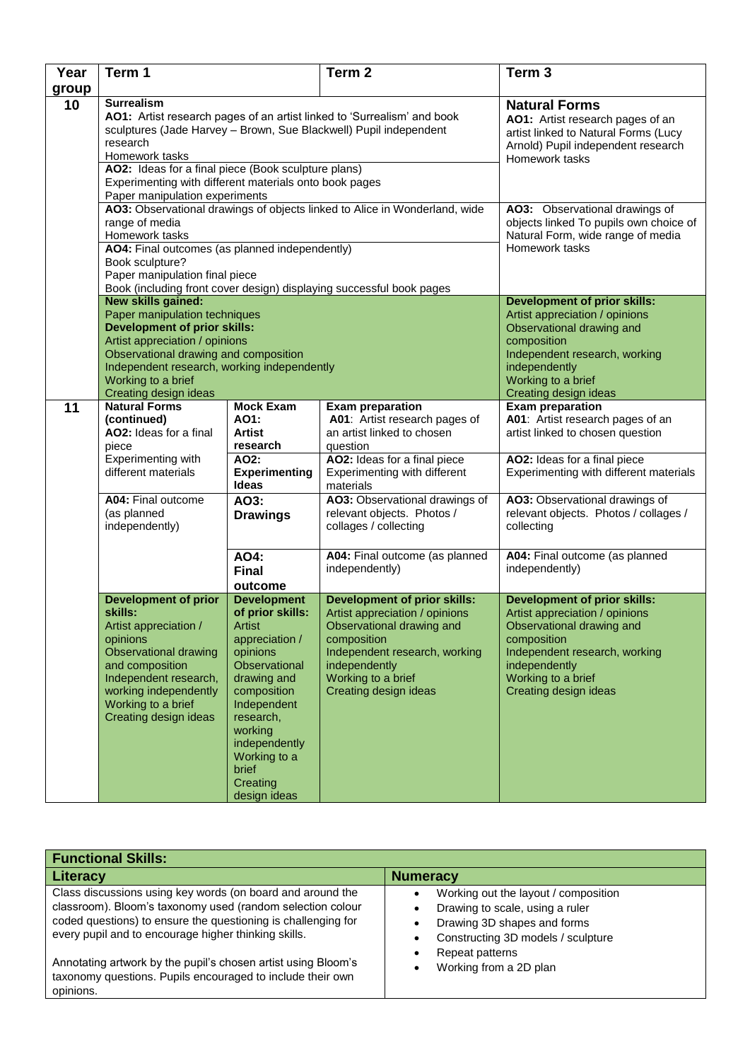| Year group | Term 1 | | Term 2 | Term 3 |
|---|---|---|---|---|
| **10** | **Surrealism**<br>**AO1:** Artist research pages of an artist linked to 'Surrealism' and book sculptures (Jade Harvey – Brown, Sue Blackwell) Pupil independent research<br>Homework tasks<br>**AO2:** Ideas for a final piece (Book sculpture plans)<br>Experimenting with different materials onto book pages<br>Paper manipulation experiments | | | **Natural Forms**<br>**AO1:** Artist research pages of an artist linked to Natural Forms (Lucy Arnold) Pupil independent research<br>Homework tasks |
| | **AO3:** Observational drawings of objects linked to Alice in Wonderland, wide range of media<br>Homework tasks<br>**AO4:** Final outcomes (as planned independently)<br>Book sculpture?<br>Paper manipulation final piece<br>Book (including front cover design) displaying successful book pages | | | **AO3:** Observational drawings of objects linked To pupils own choice of Natural Form, wide range of media<br>Homework tasks |
| | **New skills gained:**<br>Paper manipulation techniques<br>**Development of prior skills:**<br>Artist appreciation / opinions<br>Observational drawing and composition<br>Independent research, working independently<br>Working to a brief<br>Creating design ideas | | | **Development of prior skills:**<br>Artist appreciation / opinions<br>Observational drawing and composition<br>Independent research, working independently<br>Working to a brief<br>Creating design ideas |
| **11** | **Natural Forms (continued)**<br>**AO2:** Ideas for a final piece<br>Experimenting with different materials | **Mock Exam**<br>**AO1: Artist research**<br>**AO2: Experimenting Ideas** | **Exam preparation**<br>**A01**: Artist research pages of an artist linked to chosen question<br>**AO2:** Ideas for a final piece<br>Experimenting with different materials | **Exam preparation**<br>**A01**: Artist research pages of an artist linked to chosen question<br>**AO2:** Ideas for a final piece<br>Experimenting with different materials |
| | **A04:** Final outcome (as planned independently) | **AO3: Drawings**<br>**AO4: Final outcome** | **AO3:** Observational drawings of relevant objects. Photos / collages / collecting<br>**A04:** Final outcome (as planned independently) | **AO3:** Observational drawings of relevant objects. Photos / collages / collecting<br>**A04:** Final outcome (as planned independently) |
| | **Development of prior skills:**<br>Artist appreciation / opinions<br>Observational drawing and composition<br>Independent research, working independently<br>Working to a brief<br>Creating design ideas | **Development of prior skills:**<br>Artist appreciation / opinions<br>Observational drawing and composition<br>Independent research, working independently<br>Working to a brief<br>Creating design ideas | **Development of prior skills:**<br>Artist appreciation / opinions<br>Observational drawing and composition<br>Independent research, working independently<br>Working to a brief<br>Creating design ideas | **Development of prior skills:**<br>Artist appreciation / opinions<br>Observational drawing and composition<br>Independent research, working independently<br>Working to a brief<br>Creating design ideas |

| **Functional Skills:** | |
|---|---|
| **Literacy** | **Numeracy** |
| Class discussions using key words (on board and around the classroom). Bloom's taxonomy used (random selection colour coded questions) to ensure the questioning is challenging for every pupil and to encourage higher thinking skills.<br><br>Annotating artwork by the pupil's chosen artist using Bloom's taxonomy questions. Pupils encouraged to include their own opinions. | • Working out the layout / composition<br>• Drawing to scale, using a ruler<br>• Drawing 3D shapes and forms<br>• Constructing 3D models / sculpture<br>• Repeat patterns<br>• Working from a 2D plan |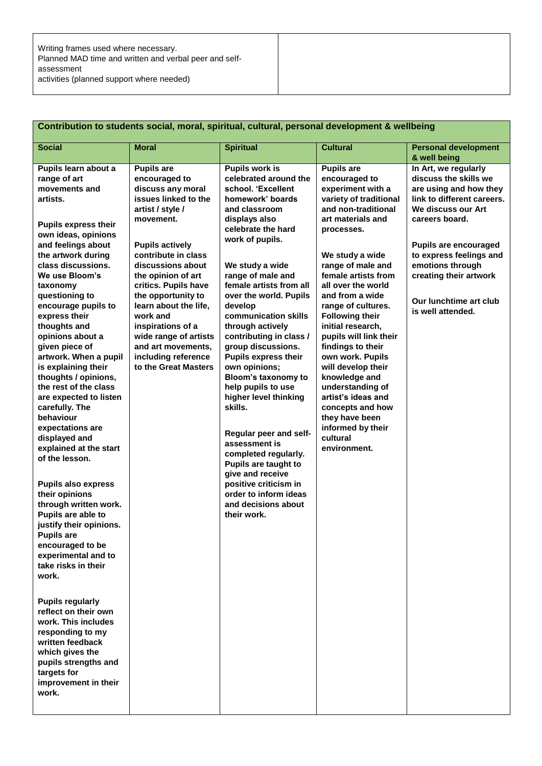| Writing frames used where necessary.<br>Planned MAD time and written and verbal peer and self-assessment<br>activities (planned support where needed) | |
|---|---|

| Contribution to students social, moral, spiritual, cultural, personal development & wellbeing | | | | |
|---|---|---|---|---|
| **Social** | **Moral** | **Spiritual** | **Cultural** | **Personal development & well being** |
| **Pupils learn about a range of art movements and artists.**<br><br>**Pupils express their own ideas, opinions and feelings about the artwork during class discussions. We use Bloom's taxonomy questioning to encourage pupils to express their thoughts and opinions about a given piece of artwork. When a pupil is explaining their thoughts / opinions, the rest of the class are expected to listen carefully. The behaviour expectations are displayed and explained at the start of the lesson.**<br><br>**Pupils also express their opinions through written work. Pupils are able to justify their opinions. Pupils are encouraged to be experimental and to take risks in their work.**<br><br>**Pupils regularly reflect on their own work. This includes responding to my written feedback which gives the pupils strengths and targets for improvement in their work.** | **Pupils are encouraged to discuss any moral issues linked to the artist / style / movement.**<br><br>**Pupils actively contribute in class discussions about the opinion of art critics. Pupils have the opportunity to learn about the life, work and inspirations of a wide range of artists and art movements, including reference to the Great Masters** | **Pupils work is celebrated around the school. 'Excellent homework' boards and classroom displays also celebrate the hard work of pupils.**<br><br>**We study a wide range of male and female artists from all over the world. Pupils develop communication skills through actively contributing in class / group discussions. Pupils express their own opinions; Bloom's taxonomy to help pupils to use higher level thinking skills.**<br><br>**Regular peer and self-assessment is completed regularly. Pupils are taught to give and receive positive criticism in order to inform ideas and decisions about their work.** | **Pupils are encouraged to experiment with a variety of traditional and non-traditional art materials and processes.**<br><br>**We study a wide range of male and female artists from all over the world and from a wide range of cultures. Following their initial research, pupils will link their findings to their own work. Pupils will develop their knowledge and understanding of artist's ideas and concepts and how they have been informed by their cultural environment.** | **In Art, we regularly discuss the skills we are using and how they link to different careers. We discuss our Art careers board.**<br><br>**Pupils are encouraged to express feelings and emotions through creating their artwork**<br><br>**Our lunchtime art club is well attended.** |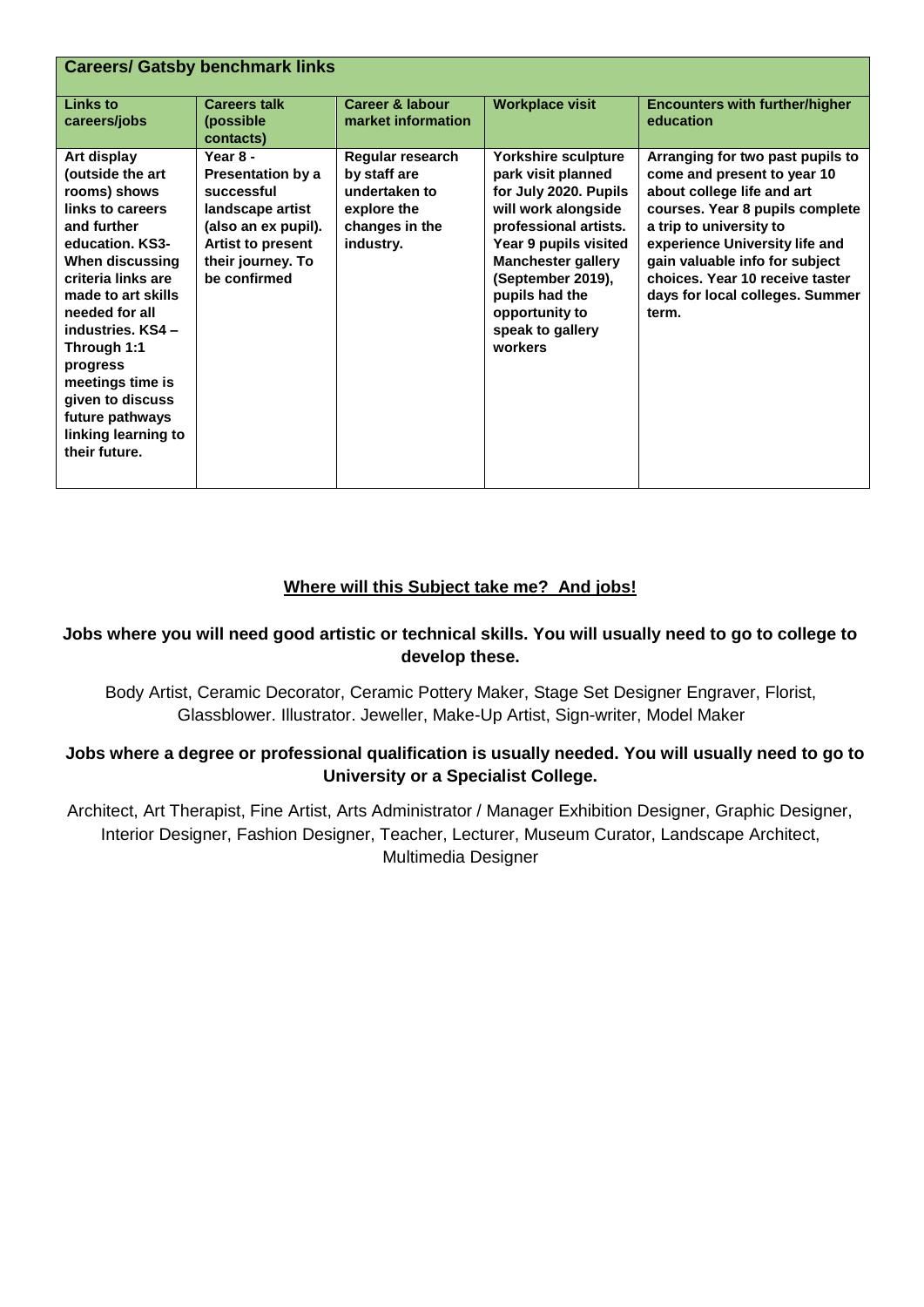| Careers/ Gatsby benchmark links | | | | |
|---|---|---|---|---|
| **Links to careers/jobs** | **Careers talk (possible contacts)** | **Career & labour market information** | **Workplace visit** | **Encounters with further/higher education** |
| **Art display (outside the art rooms) shows links to careers and further education. KS3- When discussing criteria links are made to art skills needed for all industries. KS4 – Through 1:1 progress meetings time is given to discuss future pathways linking learning to their future.** | **Year 8 - Presentation by a successful landscape artist (also an ex pupil). Artist to present their journey. To be confirmed** | **Regular research by staff are undertaken to explore the changes in the industry.** | **Yorkshire sculpture park visit planned for July 2020. Pupils will work alongside professional artists. Year 9 pupils visited Manchester gallery (September 2019), pupils had the opportunity to speak to gallery workers** | **Arranging for two past pupils to come and present to year 10 about college life and art courses. Year 8 pupils complete a trip to university to experience University life and gain valuable info for subject choices. Year 10 receive taster days for local colleges. Summer term.** |

## Where will this Subject take me? And jobs!

**Jobs where you will need good artistic or technical skills. You will usually need to go to college to develop these.**

Body Artist, Ceramic Decorator, Ceramic Pottery Maker, Stage Set Designer Engraver, Florist, Glassblower. Illustrator. Jeweller, Make-Up Artist, Sign-writer, Model Maker

**Jobs where a degree or professional qualification is usually needed. You will usually need to go to University or a Specialist College.**

Architect, Art Therapist, Fine Artist, Arts Administrator / Manager Exhibition Designer, Graphic Designer, Interior Designer, Fashion Designer, Teacher, Lecturer, Museum Curator, Landscape Architect, Multimedia Designer